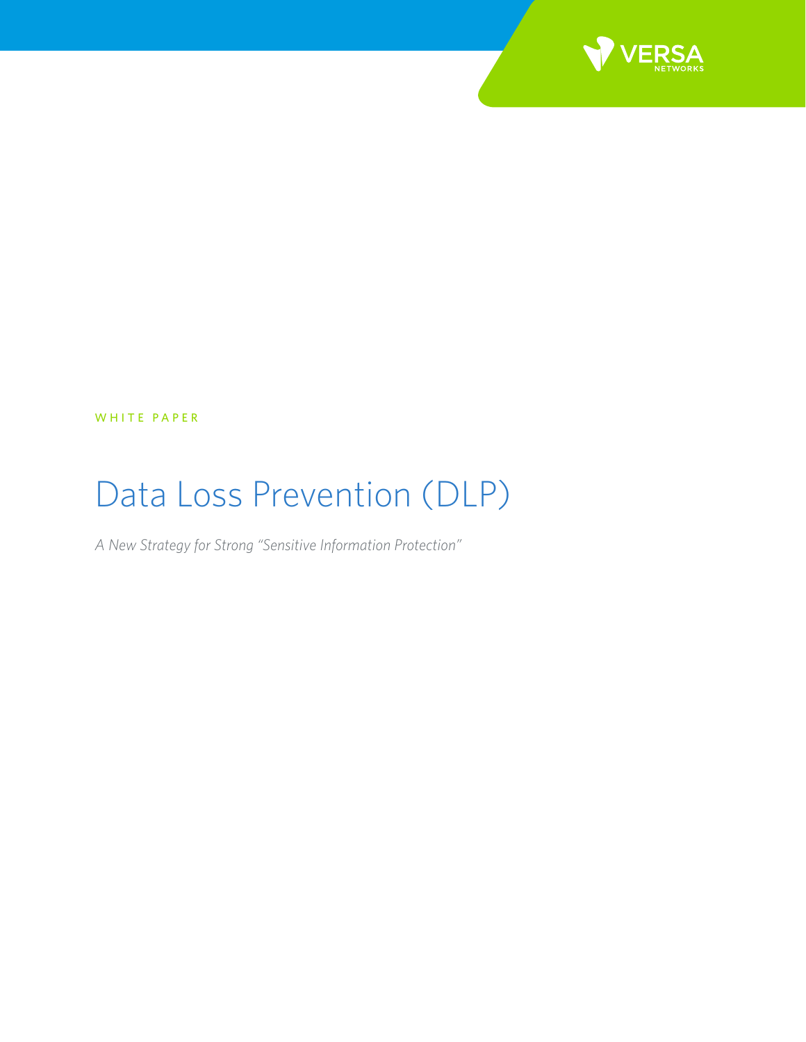VERSA NETWORKS

WHITE PAPER

# Data Loss Prevention (DLP)

*A New Strategy for Strong "Sensitive Information Protection"*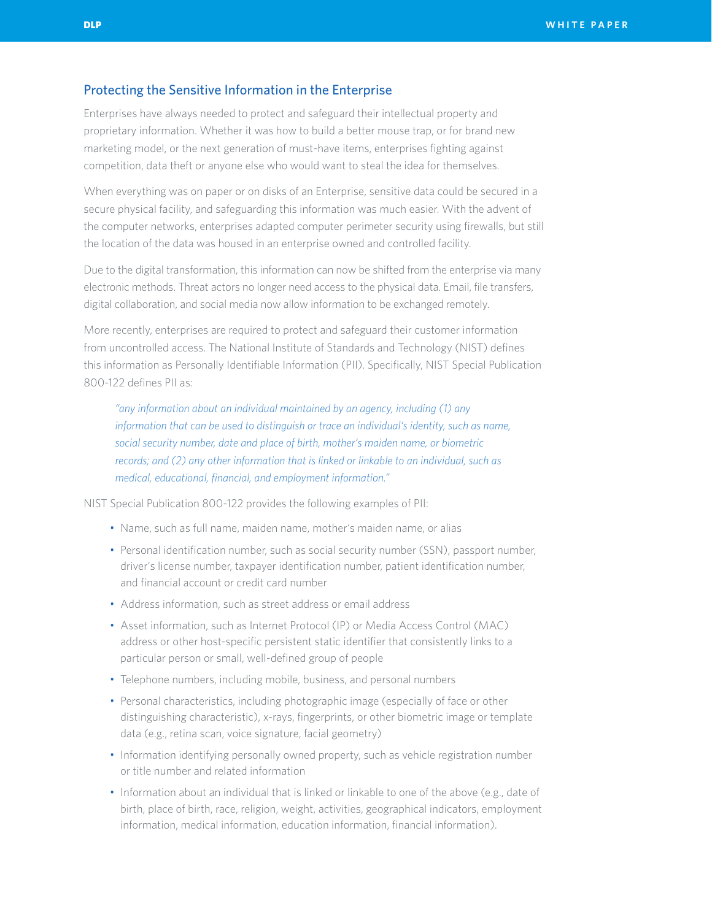## Protecting the Sensitive Information in the Enterprise

Enterprises have always needed to protect and safeguard their intellectual property and proprietary information. Whether it was how to build a better mouse trap, or for brand new marketing model, or the next generation of must-have items, enterprises fighting against competition, data theft or anyone else who would want to steal the idea for themselves.

When everything was on paper or on disks of an Enterprise, sensitive data could be secured in a secure physical facility, and safeguarding this information was much easier. With the advent of the computer networks, enterprises adapted computer perimeter security using firewalls, but still the location of the data was housed in an enterprise owned and controlled facility.

Due to the digital transformation, this information can now be shifted from the enterprise via many electronic methods. Threat actors no longer need access to the physical data. Email, file transfers, digital collaboration, and social media now allow information to be exchanged remotely.

More recently, enterprises are required to protect and safeguard their customer information from uncontrolled access. The National Institute of Standards and Technology (NIST) defines this information as Personally Identifiable Information (PII). Specifically, NIST Special Publication 800-122 defines PII as:

> *"any information about an individual maintained by an agency, including (1) any information that can be used to distinguish or trace an individual's identity, such as name, social security number, date and place of birth, mother's maiden name, or biometric records; and (2) any other information that is linked or linkable to an individual, such as medical, educational, financial, and employment information."*

NIST Special Publication 800-122 provides the following examples of PII:

- Name, such as full name, maiden name, mother's maiden name, or alias
- Personal identification number, such as social security number (SSN), passport number, driver's license number, taxpayer identification number, patient identification number, and financial account or credit card number
- Address information, such as street address or email address
- Asset information, such as Internet Protocol (IP) or Media Access Control (MAC) address or other host-specific persistent static identifier that consistently links to a particular person or small, well-defined group of people
- Telephone numbers, including mobile, business, and personal numbers
- Personal characteristics, including photographic image (especially of face or other distinguishing characteristic), x-rays, fingerprints, or other biometric image or template data (e.g., retina scan, voice signature, facial geometry)
- Information identifying personally owned property, such as vehicle registration number or title number and related information
- Information about an individual that is linked or linkable to one of the above (e.g., date of birth, place of birth, race, religion, weight, activities, geographical indicators, employment information, medical information, education information, financial information).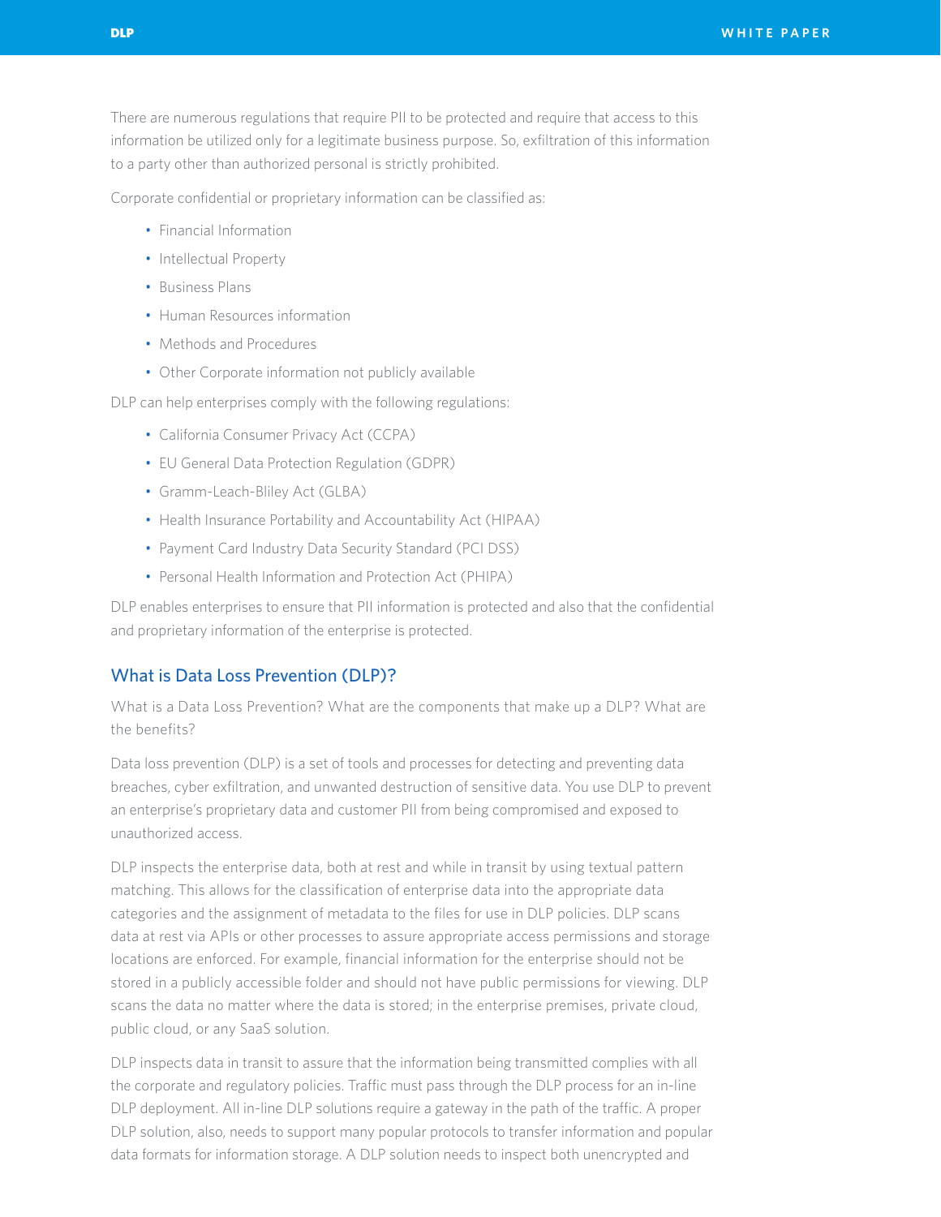There are numerous regulations that require PII to be protected and require that access to this information be utilized only for a legitimate business purpose. So, exfiltration of this information to a party other than authorized personal is strictly prohibited.

Corporate confidential or proprietary information can be classified as:

- Financial Information
- Intellectual Property
- Business Plans
- Human Resources information
- Methods and Procedures
- Other Corporate information not publicly available

DLP can help enterprises comply with the following regulations:

- California Consumer Privacy Act (CCPA)
- EU General Data Protection Regulation (GDPR)
- Gramm-Leach-Bliley Act (GLBA)
- Health Insurance Portability and Accountability Act (HIPAA)
- Payment Card Industry Data Security Standard (PCI DSS)
- Personal Health Information and Protection Act (PHIPA)

DLP enables enterprises to ensure that PII information is protected and also that the confidential and proprietary information of the enterprise is protected.

## What is Data Loss Prevention (DLP)?

What is a Data Loss Prevention? What are the components that make up a DLP? What are the benefits?

Data loss prevention (DLP) is a set of tools and processes for detecting and preventing data breaches, cyber exfiltration, and unwanted destruction of sensitive data. You use DLP to prevent an enterprise's proprietary data and customer PII from being compromised and exposed to unauthorized access.

DLP inspects the enterprise data, both at rest and while in transit by using textual pattern matching. This allows for the classification of enterprise data into the appropriate data categories and the assignment of metadata to the files for use in DLP policies. DLP scans data at rest via APIs or other processes to assure appropriate access permissions and storage locations are enforced. For example, financial information for the enterprise should not be stored in a publicly accessible folder and should not have public permissions for viewing. DLP scans the data no matter where the data is stored; in the enterprise premises, private cloud, public cloud, or any SaaS solution.

DLP inspects data in transit to assure that the information being transmitted complies with all the corporate and regulatory policies. Traffic must pass through the DLP process for an in-line DLP deployment. All in-line DLP solutions require a gateway in the path of the traffic. A proper DLP solution, also, needs to support many popular protocols to transfer information and popular data formats for information storage. A DLP solution needs to inspect both unencrypted and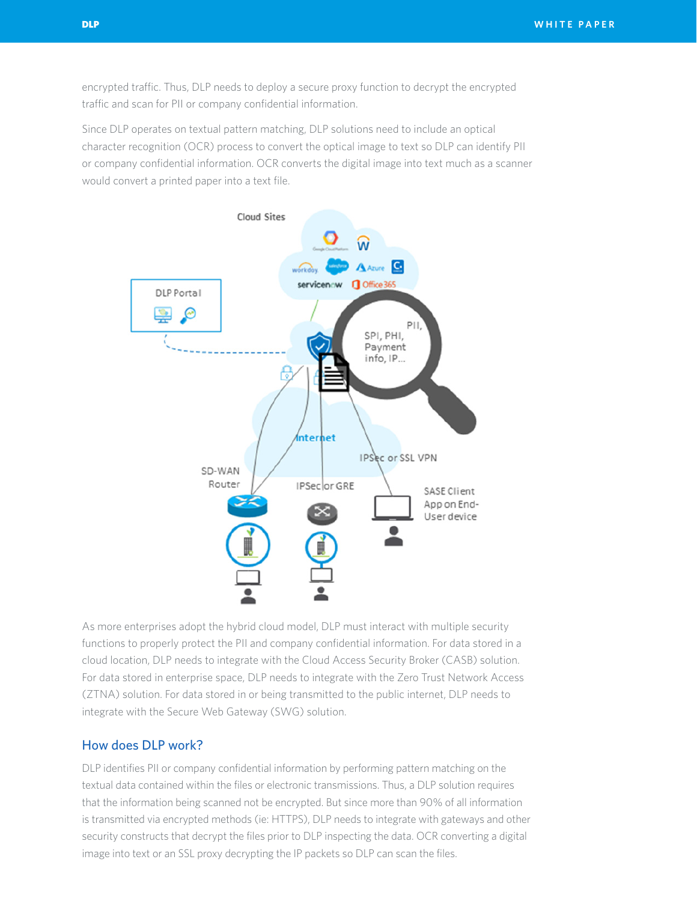encrypted traffic. Thus, DLP needs to deploy a secure proxy function to decrypt the encrypted traffic and scan for PII or company confidential information.

Since DLP operates on textual pattern matching, DLP solutions need to include an optical character recognition (OCR) process to convert the optical image to text so DLP can identify PII or company confidential information. OCR converts the digital image into text much as a scanner would convert a printed paper into a text file.

As more enterprises adopt the hybrid cloud model, DLP must interact with multiple security functions to properly protect the PII and company confidential information. For data stored in a cloud location, DLP needs to integrate with the Cloud Access Security Broker (CASB) solution. For data stored in enterprise space, DLP needs to integrate with the Zero Trust Network Access (ZTNA) solution. For data stored in or being transmitted to the public internet, DLP needs to integrate with the Secure Web Gateway (SWG) solution.

## How does DLP work?

DLP identifies PII or company confidential information by performing pattern matching on the textual data contained within the files or electronic transmissions. Thus, a DLP solution requires that the information being scanned not be encrypted. But since more than 90% of all information is transmitted via encrypted methods (ie: HTTPS), DLP needs to integrate with gateways and other security constructs that decrypt the files prior to DLP inspecting the data. OCR converting a digital image into text or an SSL proxy decrypting the IP packets so DLP can scan the files.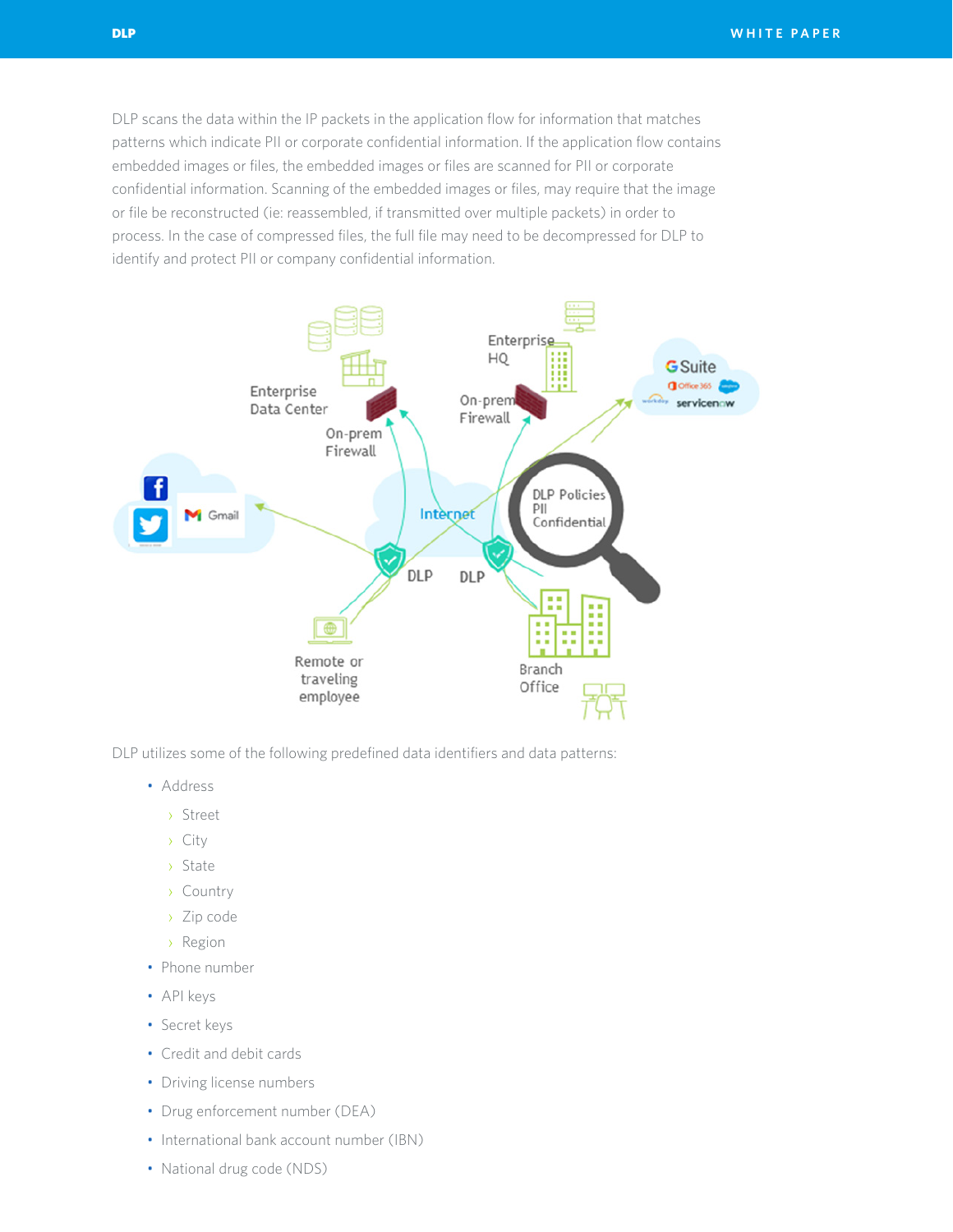DLP scans the data within the IP packets in the application flow for information that matches patterns which indicate PII or corporate confidential information. If the application flow contains embedded images or files, the embedded images or files are scanned for PII or corporate confidential information. Scanning of the embedded images or files, may require that the image or file be reconstructed (ie: reassembled, if transmitted over multiple packets) in order to process. In the case of compressed files, the full file may need to be decompressed for DLP to identify and protect PII or company confidential information.

DLP utilizes some of the following predefined data identifiers and data patterns:

- Address
  - Street
  - City
  - State
  - Country
  - Zip code
  - Region
- Phone number
- API keys
- Secret keys
- Credit and debit cards
- Driving license numbers
- Drug enforcement number (DEA)
- International bank account number (IBN)
- National drug code (NDS)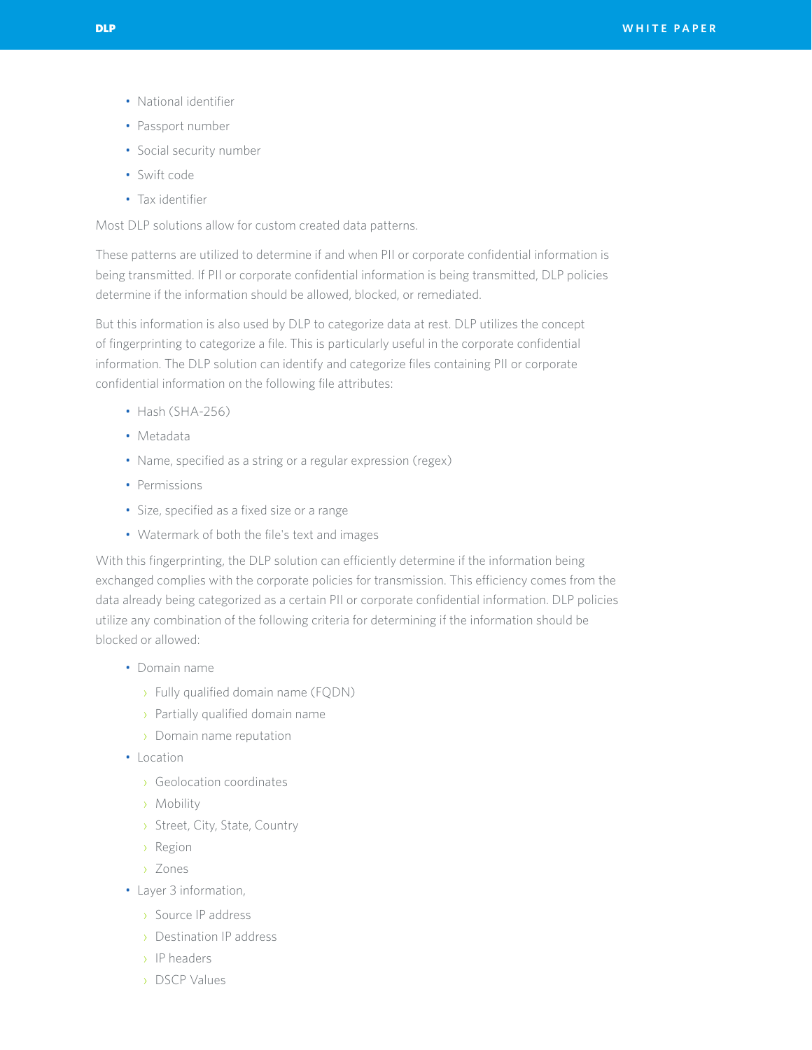- National identifier
- Passport number
- Social security number
- Swift code
- Tax identifier

Most DLP solutions allow for custom created data patterns.

These patterns are utilized to determine if and when PII or corporate confidential information is being transmitted. If PII or corporate confidential information is being transmitted, DLP policies determine if the information should be allowed, blocked, or remediated.

But this information is also used by DLP to categorize data at rest. DLP utilizes the concept of fingerprinting to categorize a file. This is particularly useful in the corporate confidential information. The DLP solution can identify and categorize files containing PII or corporate confidential information on the following file attributes:

- Hash (SHA-256)
- Metadata
- Name, specified as a string or a regular expression (regex)
- Permissions
- Size, specified as a fixed size or a range
- Watermark of both the file's text and images

With this fingerprinting, the DLP solution can efficiently determine if the information being exchanged complies with the corporate policies for transmission. This efficiency comes from the data already being categorized as a certain PII or corporate confidential information. DLP policies utilize any combination of the following criteria for determining if the information should be blocked or allowed:

- Domain name
  - Fully qualified domain name (FQDN)
  - Partially qualified domain name
  - Domain name reputation
- Location
  - Geolocation coordinates
  - Mobility
  - Street, City, State, Country
  - Region
  - Zones
- Layer 3 information,
  - Source IP address
  - Destination IP address
  - IP headers
  - DSCP Values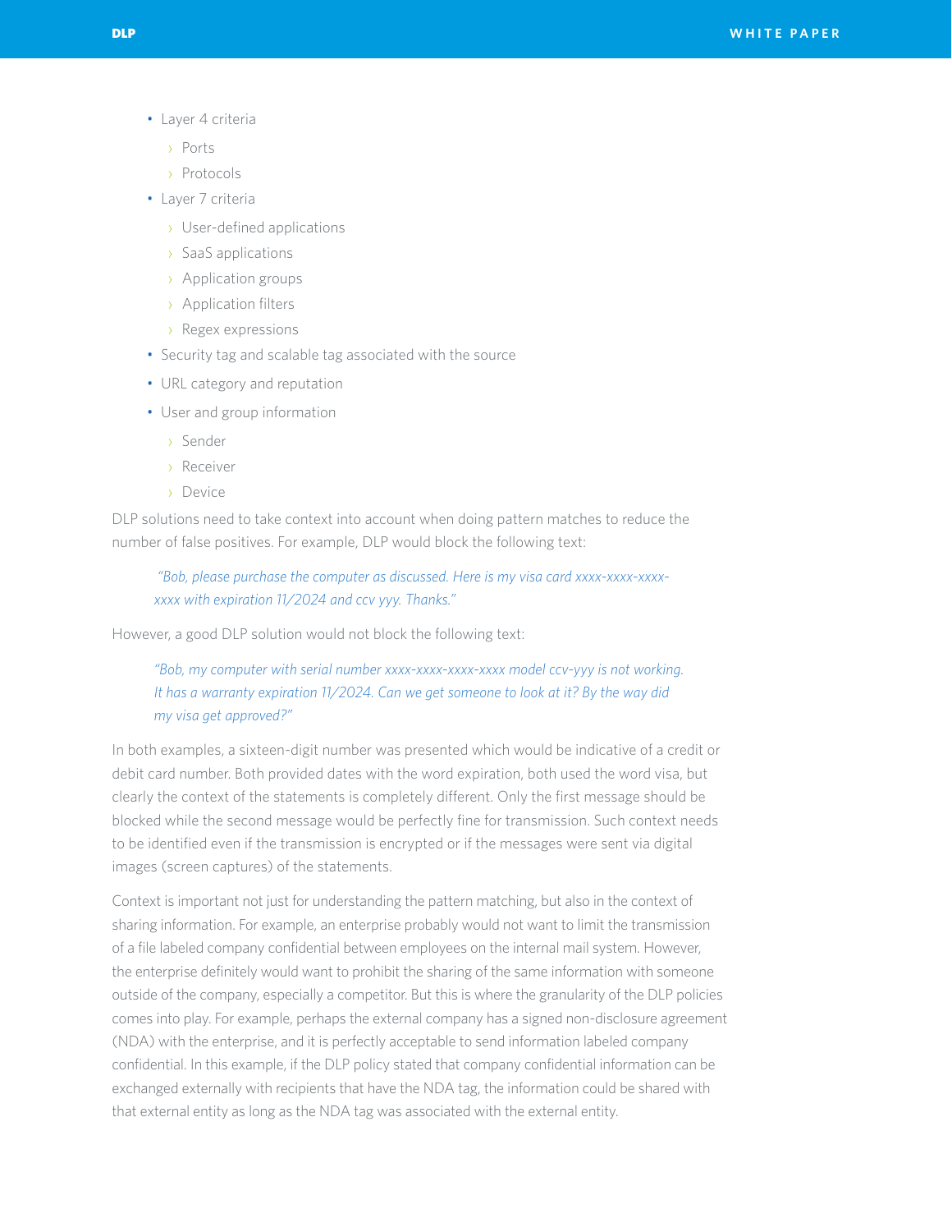- Layer 4 criteria
  - Ports
  - Protocols
- Layer 7 criteria
  - User-defined applications
  - SaaS applications
  - Application groups
  - Application filters
  - Regex expressions
- Security tag and scalable tag associated with the source
- URL category and reputation
- User and group information
  - Sender
  - Receiver
  - Device

DLP solutions need to take context into account when doing pattern matches to reduce the number of false positives. For example, DLP would block the following text:

> *"Bob, please purchase the computer as discussed. Here is my visa card xxxx-xxxx-xxxx-xxxx with expiration 11/2024 and ccv yyy. Thanks."*

However, a good DLP solution would not block the following text:

> *"Bob, my computer with serial number xxxx-xxxx-xxxx-xxxx model ccv-yyy is not working. It has a warranty expiration 11/2024. Can we get someone to look at it? By the way did my visa get approved?"*

In both examples, a sixteen-digit number was presented which would be indicative of a credit or debit card number. Both provided dates with the word expiration, both used the word visa, but clearly the context of the statements is completely different. Only the first message should be blocked while the second message would be perfectly fine for transmission. Such context needs to be identified even if the transmission is encrypted or if the messages were sent via digital images (screen captures) of the statements.

Context is important not just for understanding the pattern matching, but also in the context of sharing information. For example, an enterprise probably would not want to limit the transmission of a file labeled company confidential between employees on the internal mail system. However, the enterprise definitely would want to prohibit the sharing of the same information with someone outside of the company, especially a competitor. But this is where the granularity of the DLP policies comes into play. For example, perhaps the external company has a signed non-disclosure agreement (NDA) with the enterprise, and it is perfectly acceptable to send information labeled company confidential. In this example, if the DLP policy stated that company confidential information can be exchanged externally with recipients that have the NDA tag, the information could be shared with that external entity as long as the NDA tag was associated with the external entity.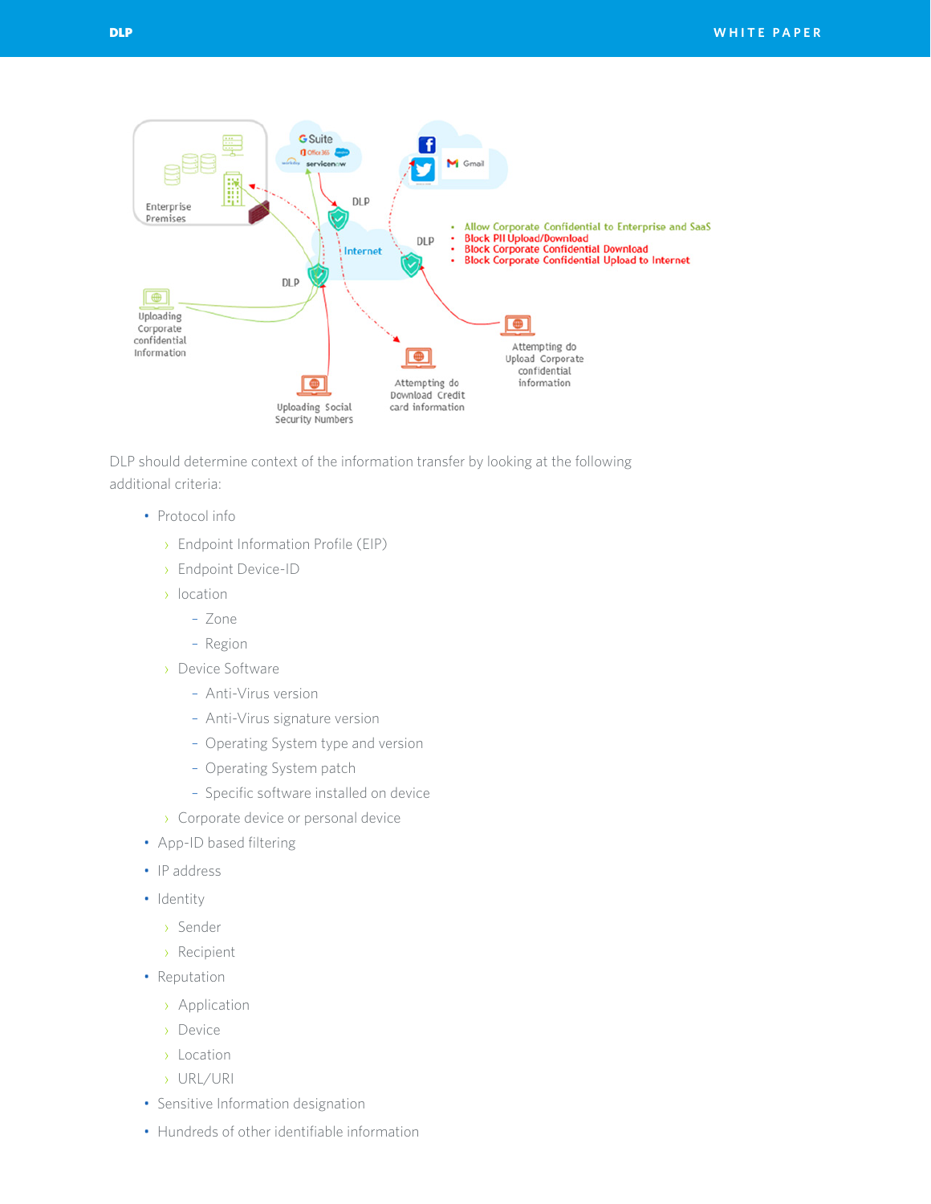DLP should determine context of the information transfer by looking at the following additional criteria:

- Protocol info
  - Endpoint Information Profile (EIP)
  - Endpoint Device-ID
  - location
    - Zone
    - Region
  - Device Software
    - Anti-Virus version
    - Anti-Virus signature version
    - Operating System type and version
    - Operating System patch
    - Specific software installed on device
  - Corporate device or personal device
- App-ID based filtering
- IP address
- Identity
  - Sender
  - Recipient
- Reputation
  - Application
  - Device
  - Location
  - URL/URI
- Sensitive Information designation
- Hundreds of other identifiable information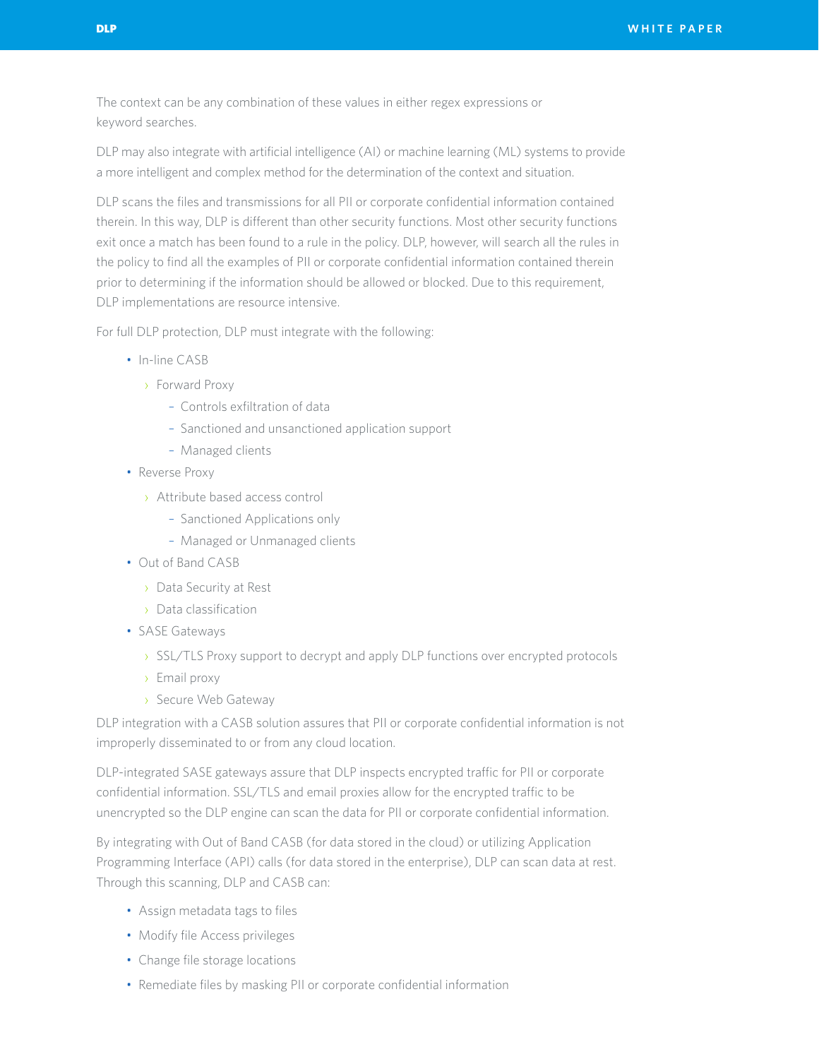The context can be any combination of these values in either regex expressions or keyword searches.

DLP may also integrate with artificial intelligence (AI) or machine learning (ML) systems to provide a more intelligent and complex method for the determination of the context and situation.

DLP scans the files and transmissions for all PII or corporate confidential information contained therein. In this way, DLP is different than other security functions. Most other security functions exit once a match has been found to a rule in the policy. DLP, however, will search all the rules in the policy to find all the examples of PII or corporate confidential information contained therein prior to determining if the information should be allowed or blocked. Due to this requirement, DLP implementations are resource intensive.

For full DLP protection, DLP must integrate with the following:

- In-line CASB
  - Forward Proxy
    - Controls exfiltration of data
    - Sanctioned and unsanctioned application support
    - Managed clients
- Reverse Proxy
  - Attribute based access control
    - Sanctioned Applications only
    - Managed or Unmanaged clients
- Out of Band CASB
  - Data Security at Rest
  - Data classification
- SASE Gateways
  - SSL/TLS Proxy support to decrypt and apply DLP functions over encrypted protocols
  - Email proxy
  - Secure Web Gateway

DLP integration with a CASB solution assures that PII or corporate confidential information is not improperly disseminated to or from any cloud location.

DLP-integrated SASE gateways assure that DLP inspects encrypted traffic for PII or corporate confidential information. SSL/TLS and email proxies allow for the encrypted traffic to be unencrypted so the DLP engine can scan the data for PII or corporate confidential information.

By integrating with Out of Band CASB (for data stored in the cloud) or utilizing Application Programming Interface (API) calls (for data stored in the enterprise), DLP can scan data at rest. Through this scanning, DLP and CASB can:

- Assign metadata tags to files
- Modify file Access privileges
- Change file storage locations
- Remediate files by masking PII or corporate confidential information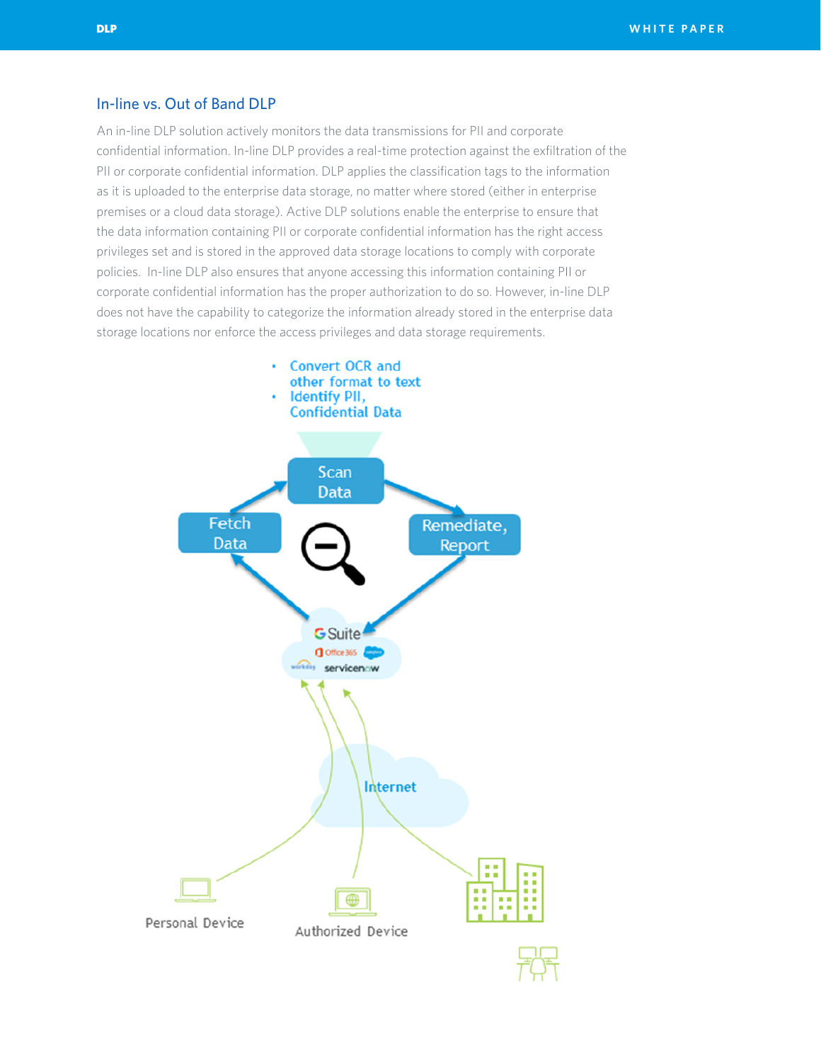## In-line vs. Out of Band DLP

An in-line DLP solution actively monitors the data transmissions for PII and corporate confidential information. In-line DLP provides a real-time protection against the exfiltration of the PII or corporate confidential information. DLP applies the classification tags to the information as it is uploaded to the enterprise data storage, no matter where stored (either in enterprise premises or a cloud data storage). Active DLP solutions enable the enterprise to ensure that the data information containing PII or corporate confidential information has the right access privileges set and is stored in the approved data storage locations to comply with corporate policies. In-line DLP also ensures that anyone accessing this information containing PII or corporate confidential information has the proper authorization to do so. However, in-line DLP does not have the capability to categorize the information already stored in the enterprise data storage locations nor enforce the access privileges and data storage requirements.

- Convert OCR and other format to text
- Identify PII, Confidential Data

Scan Data

Fetch Data

Remediate, Report

Internet

Personal Device

Authorized Device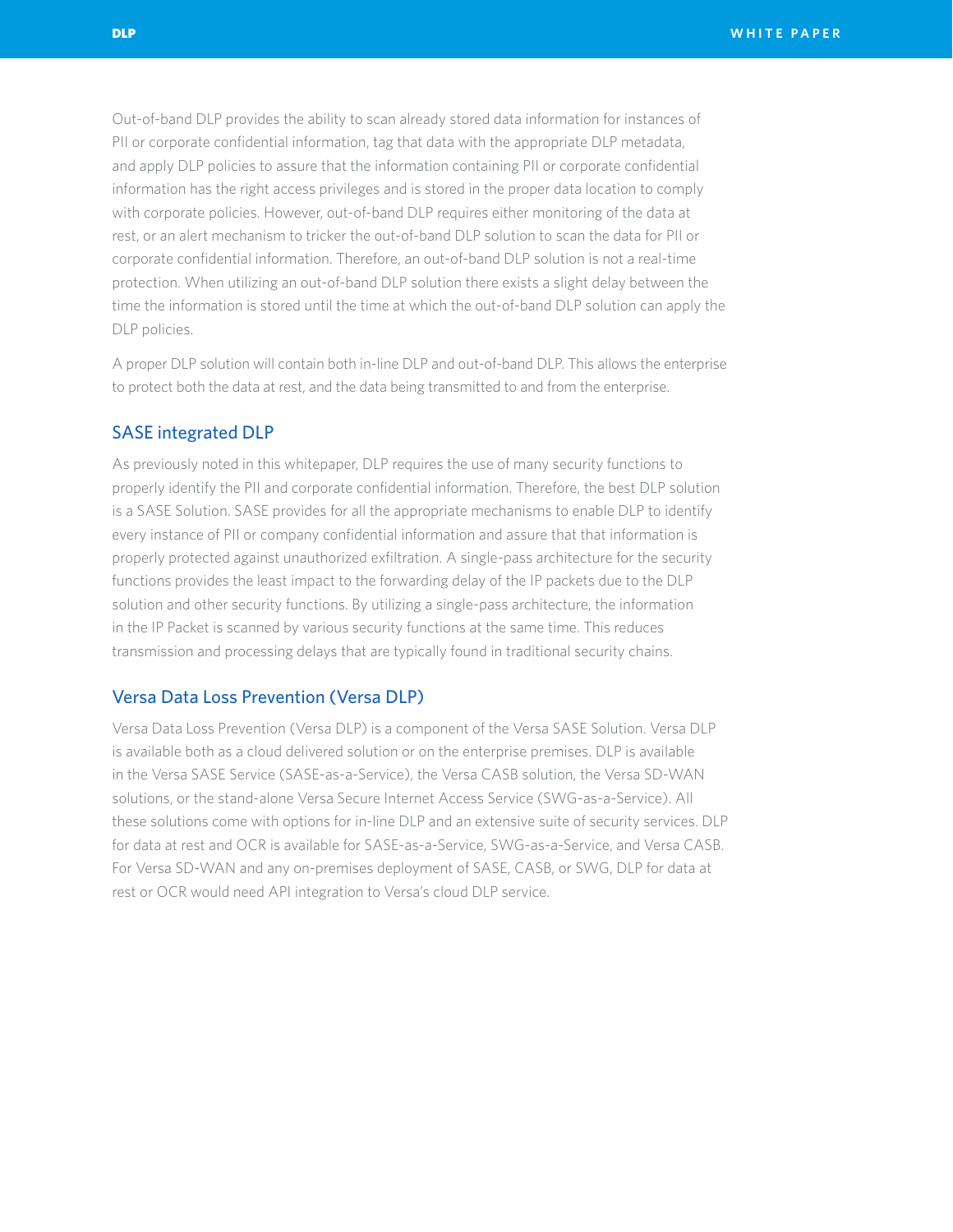Out-of-band DLP provides the ability to scan already stored data information for instances of PII or corporate confidential information, tag that data with the appropriate DLP metadata, and apply DLP policies to assure that the information containing PII or corporate confidential information has the right access privileges and is stored in the proper data location to comply with corporate policies. However, out-of-band DLP requires either monitoring of the data at rest, or an alert mechanism to tricker the out-of-band DLP solution to scan the data for PII or corporate confidential information. Therefore, an out-of-band DLP solution is not a real-time protection. When utilizing an out-of-band DLP solution there exists a slight delay between the time the information is stored until the time at which the out-of-band DLP solution can apply the DLP policies.

A proper DLP solution will contain both in-line DLP and out-of-band DLP. This allows the enterprise to protect both the data at rest, and the data being transmitted to and from the enterprise.

## SASE integrated DLP

As previously noted in this whitepaper, DLP requires the use of many security functions to properly identify the PII and corporate confidential information. Therefore, the best DLP solution is a SASE Solution. SASE provides for all the appropriate mechanisms to enable DLP to identify every instance of PII or company confidential information and assure that that information is properly protected against unauthorized exfiltration. A single-pass architecture for the security functions provides the least impact to the forwarding delay of the IP packets due to the DLP solution and other security functions. By utilizing a single-pass architecture, the information in the IP Packet is scanned by various security functions at the same time. This reduces transmission and processing delays that are typically found in traditional security chains.

## Versa Data Loss Prevention (Versa DLP)

Versa Data Loss Prevention (Versa DLP) is a component of the Versa SASE Solution. Versa DLP is available both as a cloud delivered solution or on the enterprise premises. DLP is available in the Versa SASE Service (SASE-as-a-Service), the Versa CASB solution, the Versa SD-WAN solutions, or the stand-alone Versa Secure Internet Access Service (SWG-as-a-Service). All these solutions come with options for in-line DLP and an extensive suite of security services. DLP for data at rest and OCR is available for SASE-as-a-Service, SWG-as-a-Service, and Versa CASB. For Versa SD-WAN and any on-premises deployment of SASE, CASB, or SWG, DLP for data at rest or OCR would need API integration to Versa's cloud DLP service.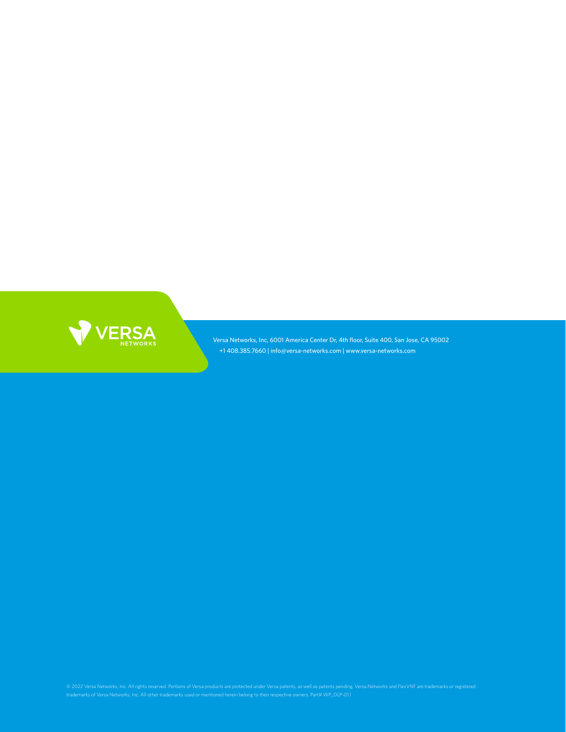VERSA NETWORKS

Versa Networks, Inc, 6001 America Center Dr, 4th floor, Suite 400, San Jose, CA 95002
+1 408.385.7660 | info@versa-networks.com | www.versa-networks.com

© 2022 Versa Networks, Inc. All rights reserved. Portions of Versa products are protected under Versa patents, as well as patents pending. Versa Networks and FlexVNF are trademarks or registered trademarks of Versa Networks, Inc. All other trademarks used or mentioned herein belong to their respective owners. Part# WP_DLP-01.1